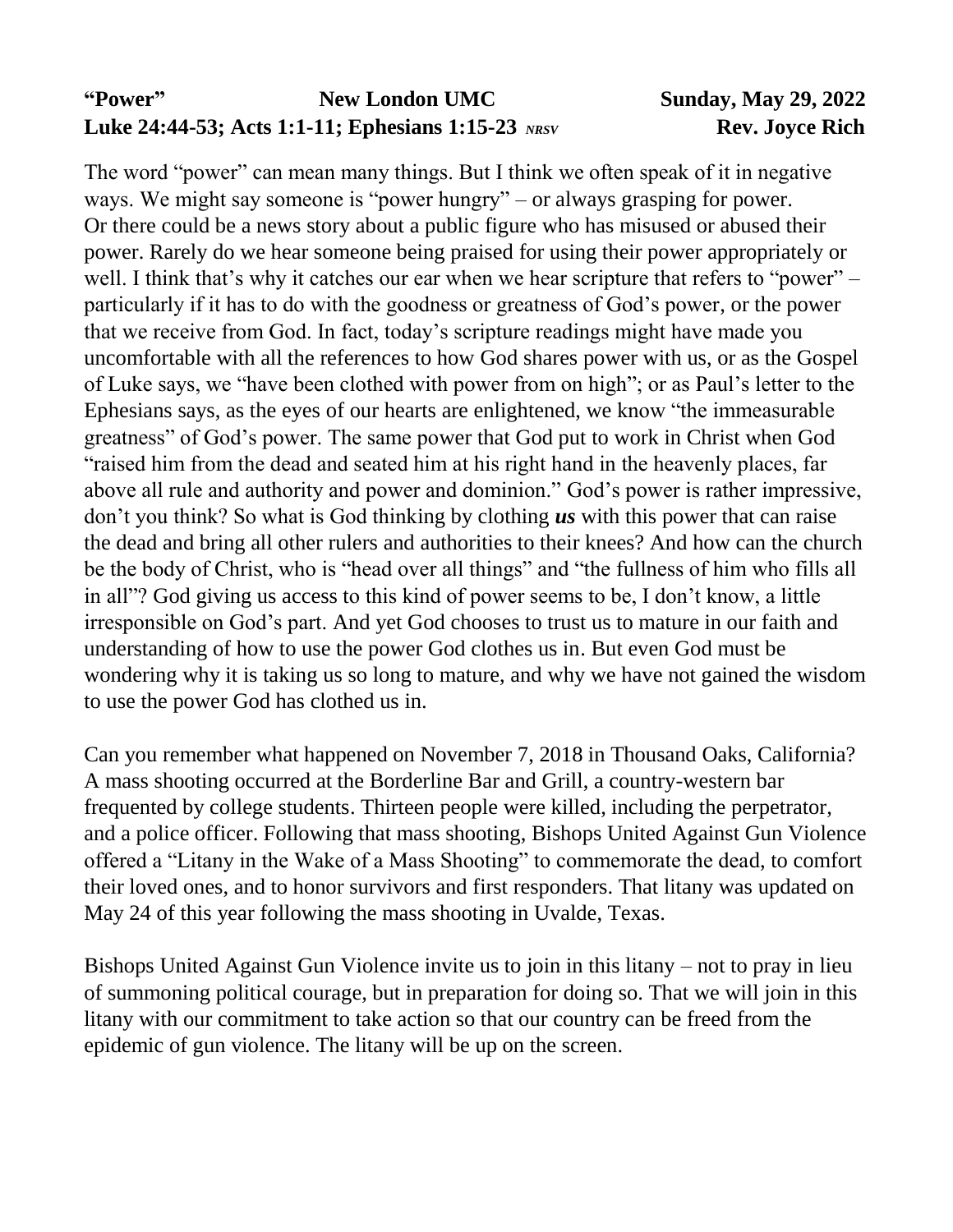**"Power"** **New London UMC** **Sunday, May 29, 2022**
**Luke 24:44-53; Acts 1:1-11; Ephesians 1:15-23** ***NRSV*** **Rev. Joyce Rich**

The word "power" can mean many things. But I think we often speak of it in negative ways. We might say someone is "power hungry" – or always grasping for power. Or there could be a news story about a public figure who has misused or abused their power. Rarely do we hear someone being praised for using their power appropriately or well. I think that's why it catches our ear when we hear scripture that refers to "power" – particularly if it has to do with the goodness or greatness of God's power, or the power that we receive from God. In fact, today's scripture readings might have made you uncomfortable with all the references to how God shares power with us, or as the Gospel of Luke says, we "have been clothed with power from on high"; or as Paul's letter to the Ephesians says, as the eyes of our hearts are enlightened, we know "the immeasurable greatness" of God's power. The same power that God put to work in Christ when God "raised him from the dead and seated him at his right hand in the heavenly places, far above all rule and authority and power and dominion." God's power is rather impressive, don't you think? So what is God thinking by clothing ***us*** with this power that can raise the dead and bring all other rulers and authorities to their knees? And how can the church be the body of Christ, who is "head over all things" and "the fullness of him who fills all in all"? God giving us access to this kind of power seems to be, I don't know, a little irresponsible on God's part. And yet God chooses to trust us to mature in our faith and understanding of how to use the power God clothes us in. But even God must be wondering why it is taking us so long to mature, and why we have not gained the wisdom to use the power God has clothed us in.

Can you remember what happened on November 7, 2018 in Thousand Oaks, California? A mass shooting occurred at the Borderline Bar and Grill, a country-western bar frequented by college students. Thirteen people were killed, including the perpetrator, and a police officer. Following that mass shooting, Bishops United Against Gun Violence offered a "Litany in the Wake of a Mass Shooting" to commemorate the dead, to comfort their loved ones, and to honor survivors and first responders. That litany was updated on May 24 of this year following the mass shooting in Uvalde, Texas.

Bishops United Against Gun Violence invite us to join in this litany – not to pray in lieu of summoning political courage, but in preparation for doing so. That we will join in this litany with our commitment to take action so that our country can be freed from the epidemic of gun violence. The litany will be up on the screen.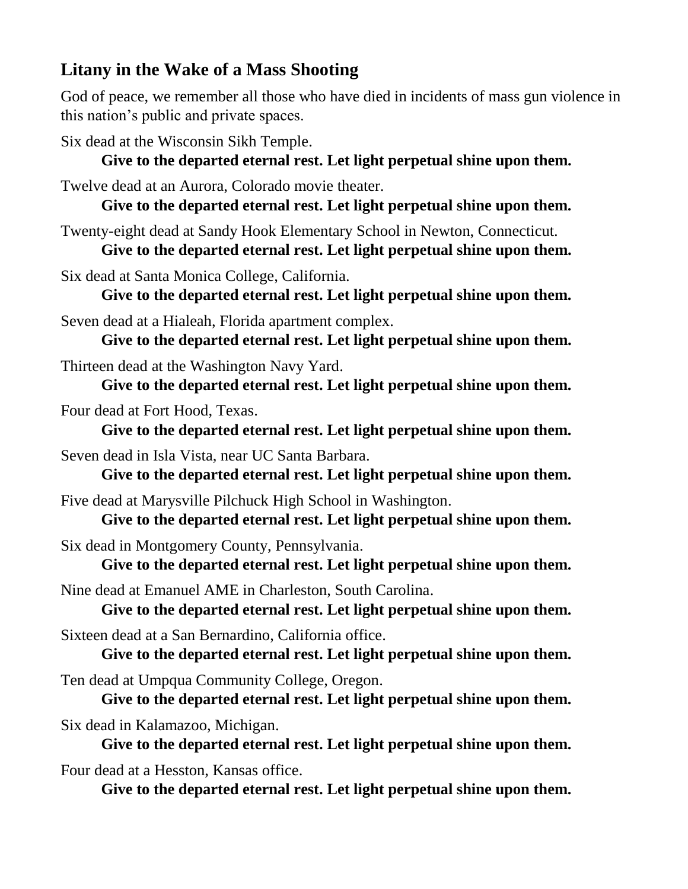## Litany in the Wake of a Mass Shooting

God of peace, we remember all those who have died in incidents of mass gun violence in this nation's public and private spaces.

Six dead at the Wisconsin Sikh Temple.

**Give to the departed eternal rest. Let light perpetual shine upon them.**

Twelve dead at an Aurora, Colorado movie theater.

**Give to the departed eternal rest. Let light perpetual shine upon them.**

Twenty-eight dead at Sandy Hook Elementary School in Newton, Connecticut.

**Give to the departed eternal rest. Let light perpetual shine upon them.**

Six dead at Santa Monica College, California.

**Give to the departed eternal rest. Let light perpetual shine upon them.**

Seven dead at a Hialeah, Florida apartment complex.

**Give to the departed eternal rest. Let light perpetual shine upon them.**

Thirteen dead at the Washington Navy Yard.

**Give to the departed eternal rest. Let light perpetual shine upon them.**

Four dead at Fort Hood, Texas.

**Give to the departed eternal rest. Let light perpetual shine upon them.**

Seven dead in Isla Vista, near UC Santa Barbara.

**Give to the departed eternal rest. Let light perpetual shine upon them.**

Five dead at Marysville Pilchuck High School in Washington.

**Give to the departed eternal rest. Let light perpetual shine upon them.**

Six dead in Montgomery County, Pennsylvania.

**Give to the departed eternal rest. Let light perpetual shine upon them.**

Nine dead at Emanuel AME in Charleston, South Carolina.

**Give to the departed eternal rest. Let light perpetual shine upon them.**

Sixteen dead at a San Bernardino, California office.

**Give to the departed eternal rest. Let light perpetual shine upon them.**

Ten dead at Umpqua Community College, Oregon.

**Give to the departed eternal rest. Let light perpetual shine upon them.**

Six dead in Kalamazoo, Michigan.

**Give to the departed eternal rest. Let light perpetual shine upon them.**

Four dead at a Hesston, Kansas office.

**Give to the departed eternal rest. Let light perpetual shine upon them.**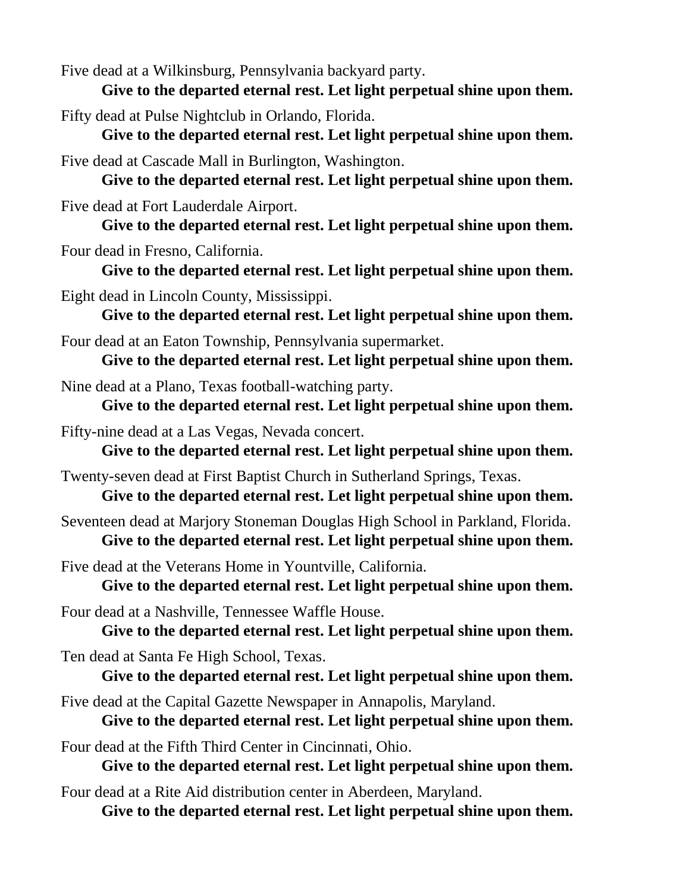Five dead at a Wilkinsburg, Pennsylvania backyard party.

**Give to the departed eternal rest. Let light perpetual shine upon them.**

Fifty dead at Pulse Nightclub in Orlando, Florida.

**Give to the departed eternal rest. Let light perpetual shine upon them.**

Five dead at Cascade Mall in Burlington, Washington.

**Give to the departed eternal rest. Let light perpetual shine upon them.**

Five dead at Fort Lauderdale Airport.

**Give to the departed eternal rest. Let light perpetual shine upon them.**

Four dead in Fresno, California.

**Give to the departed eternal rest. Let light perpetual shine upon them.**

Eight dead in Lincoln County, Mississippi.

**Give to the departed eternal rest. Let light perpetual shine upon them.**

Four dead at an Eaton Township, Pennsylvania supermarket.

**Give to the departed eternal rest. Let light perpetual shine upon them.**

Nine dead at a Plano, Texas football-watching party.

**Give to the departed eternal rest. Let light perpetual shine upon them.**

Fifty-nine dead at a Las Vegas, Nevada concert.

**Give to the departed eternal rest. Let light perpetual shine upon them.**

Twenty-seven dead at First Baptist Church in Sutherland Springs, Texas.

**Give to the departed eternal rest. Let light perpetual shine upon them.**

Seventeen dead at Marjory Stoneman Douglas High School in Parkland, Florida.

**Give to the departed eternal rest. Let light perpetual shine upon them.**

Five dead at the Veterans Home in Yountville, California.

**Give to the departed eternal rest. Let light perpetual shine upon them.**

Four dead at a Nashville, Tennessee Waffle House.

**Give to the departed eternal rest. Let light perpetual shine upon them.**

Ten dead at Santa Fe High School, Texas.

**Give to the departed eternal rest. Let light perpetual shine upon them.**

Five dead at the Capital Gazette Newspaper in Annapolis, Maryland.

**Give to the departed eternal rest. Let light perpetual shine upon them.**

Four dead at the Fifth Third Center in Cincinnati, Ohio.

**Give to the departed eternal rest. Let light perpetual shine upon them.**

Four dead at a Rite Aid distribution center in Aberdeen, Maryland.

**Give to the departed eternal rest. Let light perpetual shine upon them.**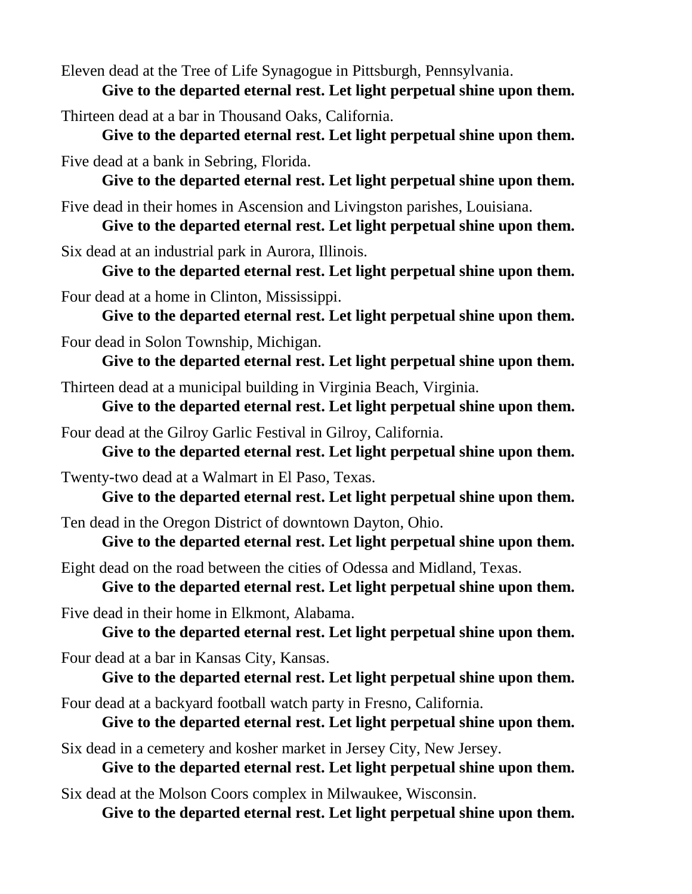Eleven dead at the Tree of Life Synagogue in Pittsburgh, Pennsylvania.
**Give to the departed eternal rest. Let light perpetual shine upon them.**

Thirteen dead at a bar in Thousand Oaks, California.
**Give to the departed eternal rest. Let light perpetual shine upon them.**

Five dead at a bank in Sebring, Florida.
**Give to the departed eternal rest. Let light perpetual shine upon them.**

Five dead in their homes in Ascension and Livingston parishes, Louisiana.
**Give to the departed eternal rest. Let light perpetual shine upon them.**

Six dead at an industrial park in Aurora, Illinois.
**Give to the departed eternal rest. Let light perpetual shine upon them.**

Four dead at a home in Clinton, Mississippi.
**Give to the departed eternal rest. Let light perpetual shine upon them.**

Four dead in Solon Township, Michigan.
**Give to the departed eternal rest. Let light perpetual shine upon them.**

Thirteen dead at a municipal building in Virginia Beach, Virginia.
**Give to the departed eternal rest. Let light perpetual shine upon them.**

Four dead at the Gilroy Garlic Festival in Gilroy, California.
**Give to the departed eternal rest. Let light perpetual shine upon them.**

Twenty-two dead at a Walmart in El Paso, Texas.
**Give to the departed eternal rest. Let light perpetual shine upon them.**

Ten dead in the Oregon District of downtown Dayton, Ohio.
**Give to the departed eternal rest. Let light perpetual shine upon them.**

Eight dead on the road between the cities of Odessa and Midland, Texas.
**Give to the departed eternal rest. Let light perpetual shine upon them.**

Five dead in their home in Elkmont, Alabama.
**Give to the departed eternal rest. Let light perpetual shine upon them.**

Four dead at a bar in Kansas City, Kansas.
**Give to the departed eternal rest. Let light perpetual shine upon them.**

Four dead at a backyard football watch party in Fresno, California.
**Give to the departed eternal rest. Let light perpetual shine upon them.**

Six dead in a cemetery and kosher market in Jersey City, New Jersey.
**Give to the departed eternal rest. Let light perpetual shine upon them.**

Six dead at the Molson Coors complex in Milwaukee, Wisconsin.
**Give to the departed eternal rest. Let light perpetual shine upon them.**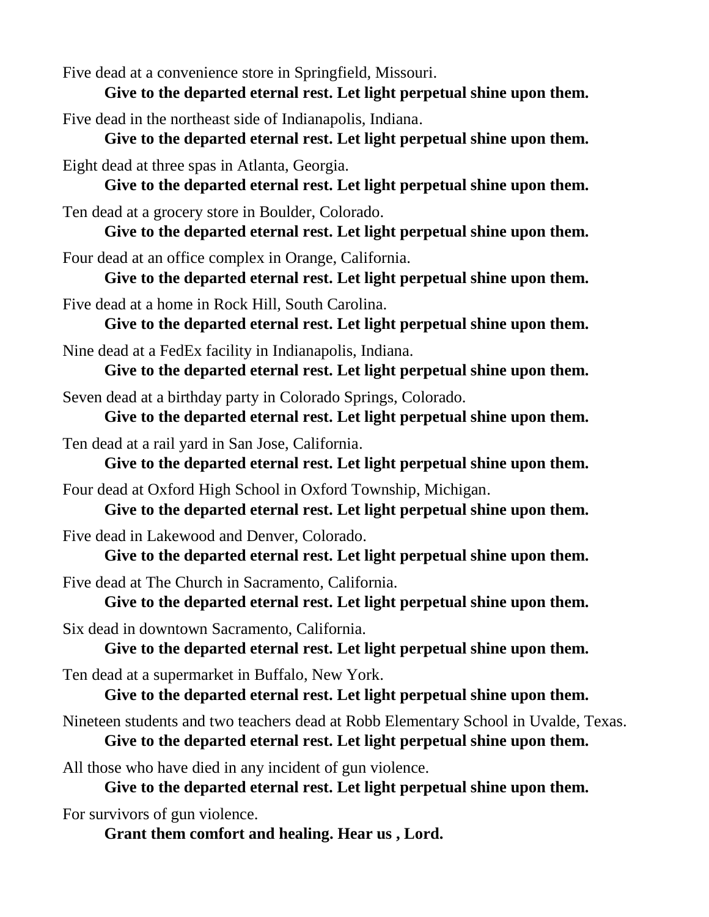Five dead at a convenience store in Springfield, Missouri.

**Give to the departed eternal rest. Let light perpetual shine upon them.**

Five dead in the northeast side of Indianapolis, Indiana.

**Give to the departed eternal rest. Let light perpetual shine upon them.**

Eight dead at three spas in Atlanta, Georgia.

**Give to the departed eternal rest. Let light perpetual shine upon them.**

Ten dead at a grocery store in Boulder, Colorado.

**Give to the departed eternal rest. Let light perpetual shine upon them.**

Four dead at an office complex in Orange, California.

**Give to the departed eternal rest. Let light perpetual shine upon them.**

Five dead at a home in Rock Hill, South Carolina.

**Give to the departed eternal rest. Let light perpetual shine upon them.**

Nine dead at a FedEx facility in Indianapolis, Indiana.

**Give to the departed eternal rest. Let light perpetual shine upon them.**

Seven dead at a birthday party in Colorado Springs, Colorado.

**Give to the departed eternal rest. Let light perpetual shine upon them.**

Ten dead at a rail yard in San Jose, California.

**Give to the departed eternal rest. Let light perpetual shine upon them.**

Four dead at Oxford High School in Oxford Township, Michigan.

**Give to the departed eternal rest. Let light perpetual shine upon them.**

Five dead in Lakewood and Denver, Colorado.

**Give to the departed eternal rest. Let light perpetual shine upon them.**

Five dead at The Church in Sacramento, California.

**Give to the departed eternal rest. Let light perpetual shine upon them.**

Six dead in downtown Sacramento, California.

**Give to the departed eternal rest. Let light perpetual shine upon them.**

Ten dead at a supermarket in Buffalo, New York.

**Give to the departed eternal rest. Let light perpetual shine upon them.**

Nineteen students and two teachers dead at Robb Elementary School in Uvalde, Texas.

**Give to the departed eternal rest. Let light perpetual shine upon them.**

All those who have died in any incident of gun violence.

**Give to the departed eternal rest. Let light perpetual shine upon them.**

For survivors of gun violence.

**Grant them comfort and healing. Hear us , Lord.**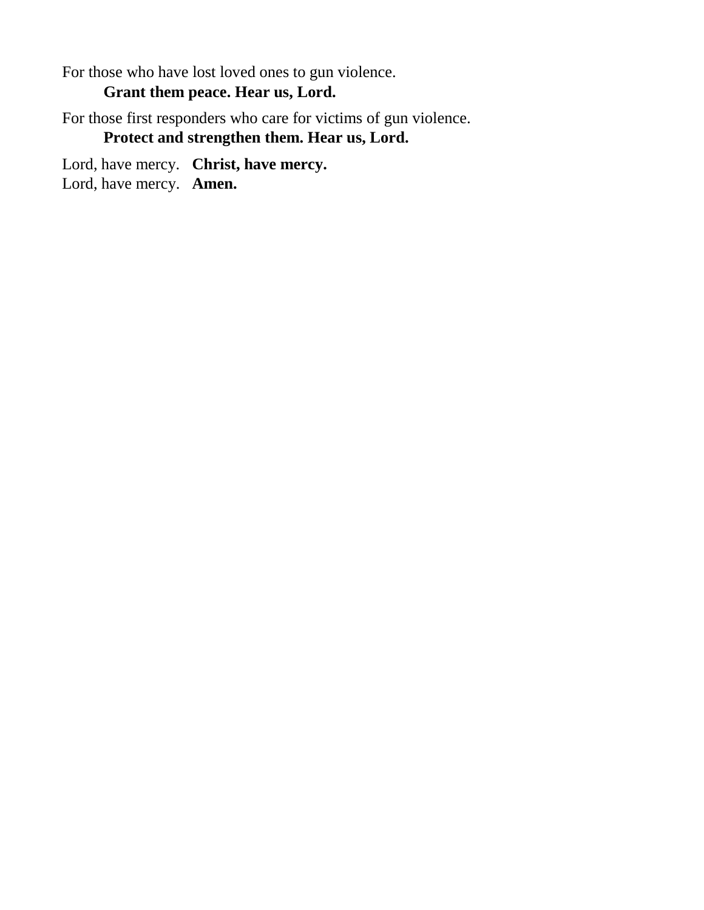For those who have lost loved ones to gun violence.
**Grant them peace. Hear us, Lord.**

For those first responders who care for victims of gun violence.
**Protect and strengthen them. Hear us, Lord.**

Lord, have mercy. **Christ, have mercy.**
Lord, have mercy. **Amen.**